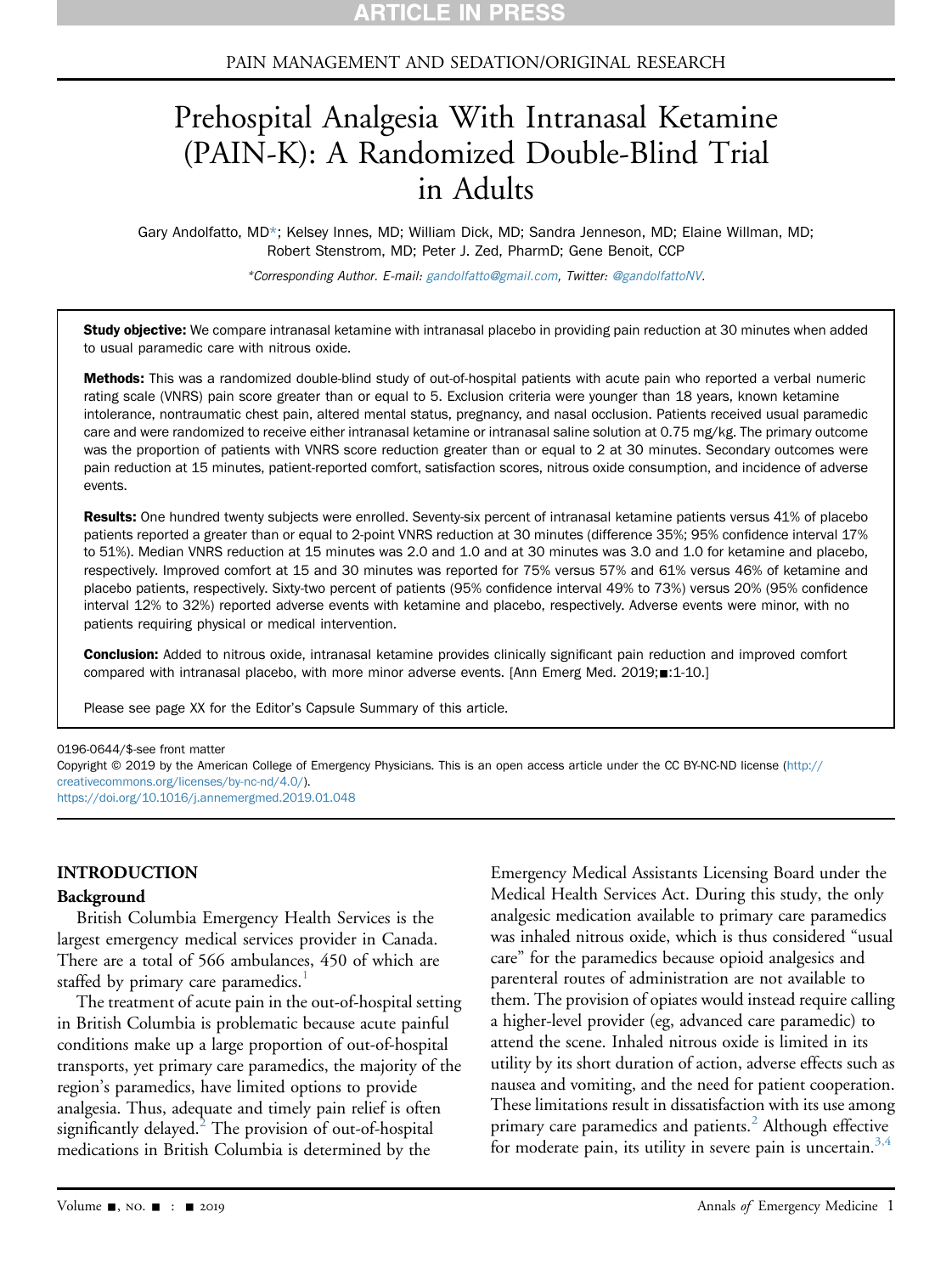PAIN MANAGEMENT AND SEDATION/ORIGINAL RESEARCH

# Prehospital Analgesia With Intranasal Ketamine (PAIN-K): A Randomized Double-Blind Trial in Adults

Gary Andolfatto, MD*; Kelsey Innes, MD; William Dick, MD; Sandra Jenneson, MD; Elaine Willman, MD; Robert Stenstrom, MD; Peter J. Zed, PharmD; Gene Benoit, CCP

*Corresponding Author. E-mail: gandolfatto@gmail.com, Twitter: @gandolfattoNV.

**Study objective:** We compare intranasal ketamine with intranasal placebo in providing pain reduction at 30 minutes when added to usual paramedic care with nitrous oxide.

**Methods:** This was a randomized double-blind study of out-of-hospital patients with acute pain who reported a verbal numeric rating scale (VNRS) pain score greater than or equal to 5. Exclusion criteria were younger than 18 years, known ketamine intolerance, nontraumatic chest pain, altered mental status, pregnancy, and nasal occlusion. Patients received usual paramedic care and were randomized to receive either intranasal ketamine or intranasal saline solution at 0.75 mg/kg. The primary outcome was the proportion of patients with VNRS score reduction greater than or equal to 2 at 30 minutes. Secondary outcomes were pain reduction at 15 minutes, patient-reported comfort, satisfaction scores, nitrous oxide consumption, and incidence of adverse events.

**Results:** One hundred twenty subjects were enrolled. Seventy-six percent of intranasal ketamine patients versus 41% of placebo patients reported a greater than or equal to 2-point VNRS reduction at 30 minutes (difference 35%; 95% confidence interval 17% to 51%). Median VNRS reduction at 15 minutes was 2.0 and 1.0 and at 30 minutes was 3.0 and 1.0 for ketamine and placebo, respectively. Improved comfort at 15 and 30 minutes was reported for 75% versus 57% and 61% versus 46% of ketamine and placebo patients, respectively. Sixty-two percent of patients (95% confidence interval 49% to 73%) versus 20% (95% confidence interval 12% to 32%) reported adverse events with ketamine and placebo, respectively. Adverse events were minor, with no patients requiring physical or medical intervention.

**Conclusion:** Added to nitrous oxide, intranasal ketamine provides clinically significant pain reduction and improved comfort compared with intranasal placebo, with more minor adverse events. [Ann Emerg Med. 2019;■:1-10.]

Please see page XX for the Editor's Capsule Summary of this article.

0196-0644/$-see front matter
Copyright © 2019 by the American College of Emergency Physicians. This is an open access article under the CC BY-NC-ND license (http://creativecommons.org/licenses/by-nc-nd/4.0/).
https://doi.org/10.1016/j.annemergmed.2019.01.048

## INTRODUCTION

### Background

British Columbia Emergency Health Services is the largest emergency medical services provider in Canada. There are a total of 566 ambulances, 450 of which are staffed by primary care paramedics.[1]

The treatment of acute pain in the out-of-hospital setting in British Columbia is problematic because acute painful conditions make up a large proportion of out-of-hospital transports, yet primary care paramedics, the majority of the region's paramedics, have limited options to provide analgesia. Thus, adequate and timely pain relief is often significantly delayed.[2] The provision of out-of-hospital medications in British Columbia is determined by the Emergency Medical Assistants Licensing Board under the Medical Health Services Act. During this study, the only analgesic medication available to primary care paramedics was inhaled nitrous oxide, which is thus considered "usual care" for the paramedics because opioid analgesics and parenteral routes of administration are not available to them. The provision of opiates would instead require calling a higher-level provider (eg, advanced care paramedic) to attend the scene. Inhaled nitrous oxide is limited in its utility by its short duration of action, adverse effects such as nausea and vomiting, and the need for patient cooperation. These limitations result in dissatisfaction with its use among primary care paramedics and patients.[2] Although effective for moderate pain, its utility in severe pain is uncertain.[3,4]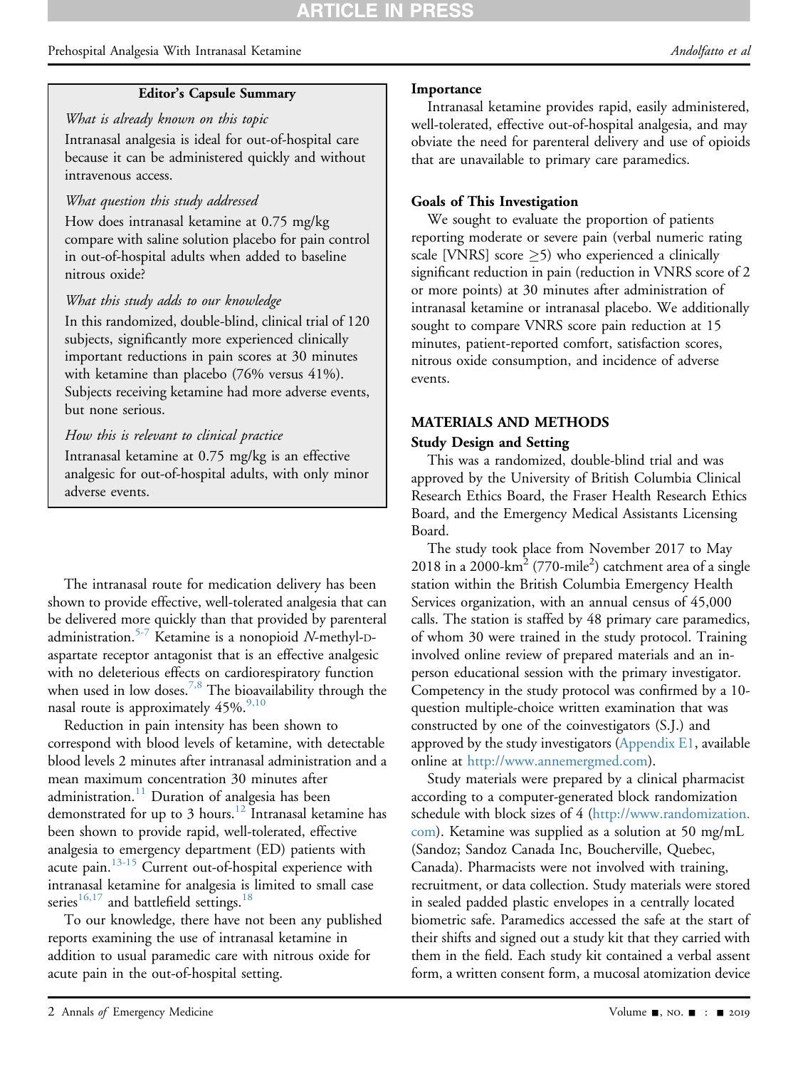**Editor's Capsule Summary**

*What is already known on this topic*

Intranasal analgesia is ideal for out-of-hospital care because it can be administered quickly and without intravenous access.

*What question this study addressed*

How does intranasal ketamine at 0.75 mg/kg compare with saline solution placebo for pain control in out-of-hospital adults when added to baseline nitrous oxide?

*What this study adds to our knowledge*

In this randomized, double-blind, clinical trial of 120 subjects, significantly more experienced clinically important reductions in pain scores at 30 minutes with ketamine than placebo (76% versus 41%). Subjects receiving ketamine had more adverse events, but none serious.

*How this is relevant to clinical practice*

Intranasal ketamine at 0.75 mg/kg is an effective analgesic for out-of-hospital adults, with only minor adverse events.

The intranasal route for medication delivery has been shown to provide effective, well-tolerated analgesia that can be delivered more quickly than that provided by parenteral administration.[5-7] Ketamine is a nonopioid *N*-methyl-D-aspartate receptor antagonist that is an effective analgesic with no deleterious effects on cardiorespiratory function when used in low doses.[7,8] The bioavailability through the nasal route is approximately 45%.[9,10]

Reduction in pain intensity has been shown to correspond with blood levels of ketamine, with detectable blood levels 2 minutes after intranasal administration and a mean maximum concentration 30 minutes after administration.[11] Duration of analgesia has been demonstrated for up to 3 hours.[12] Intranasal ketamine has been shown to provide rapid, well-tolerated, effective analgesia to emergency department (ED) patients with acute pain.[13-15] Current out-of-hospital experience with intranasal ketamine for analgesia is limited to small case series[16,17] and battlefield settings.[18]

To our knowledge, there have not been any published reports examining the use of intranasal ketamine in addition to usual paramedic care with nitrous oxide for acute pain in the out-of-hospital setting.

### Importance

Intranasal ketamine provides rapid, easily administered, well-tolerated, effective out-of-hospital analgesia, and may obviate the need for parenteral delivery and use of opioids that are unavailable to primary care paramedics.

### Goals of This Investigation

We sought to evaluate the proportion of patients reporting moderate or severe pain (verbal numeric rating scale [VNRS] score ≥5) who experienced a clinically significant reduction in pain (reduction in VNRS score of 2 or more points) at 30 minutes after administration of intranasal ketamine or intranasal placebo. We additionally sought to compare VNRS score pain reduction at 15 minutes, patient-reported comfort, satisfaction scores, nitrous oxide consumption, and incidence of adverse events.

## MATERIALS AND METHODS

### Study Design and Setting

This was a randomized, double-blind trial and was approved by the University of British Columbia Clinical Research Ethics Board, the Fraser Health Research Ethics Board, and the Emergency Medical Assistants Licensing Board.

The study took place from November 2017 to May 2018 in a 2000-km$^2$ (770-mile$^2$) catchment area of a single station within the British Columbia Emergency Health Services organization, with an annual census of 45,000 calls. The station is staffed by 48 primary care paramedics, of whom 30 were trained in the study protocol. Training involved online review of prepared materials and an in-person educational session with the primary investigator. Competency in the study protocol was confirmed by a 10-question multiple-choice written examination that was constructed by one of the coinvestigators (S.J.) and approved by the study investigators (Appendix E1, available online at http://www.annemergmed.com).

Study materials were prepared by a clinical pharmacist according to a computer-generated block randomization schedule with block sizes of 4 (http://www.randomization.com). Ketamine was supplied as a solution at 50 mg/mL (Sandoz; Sandoz Canada Inc, Boucherville, Quebec, Canada). Pharmacists were not involved with training, recruitment, or data collection. Study materials were stored in sealed padded plastic envelopes in a centrally located biometric safe. Paramedics accessed the safe at the start of their shifts and signed out a study kit that they carried with them in the field. Each study kit contained a verbal assent form, a written consent form, a mucosal atomization device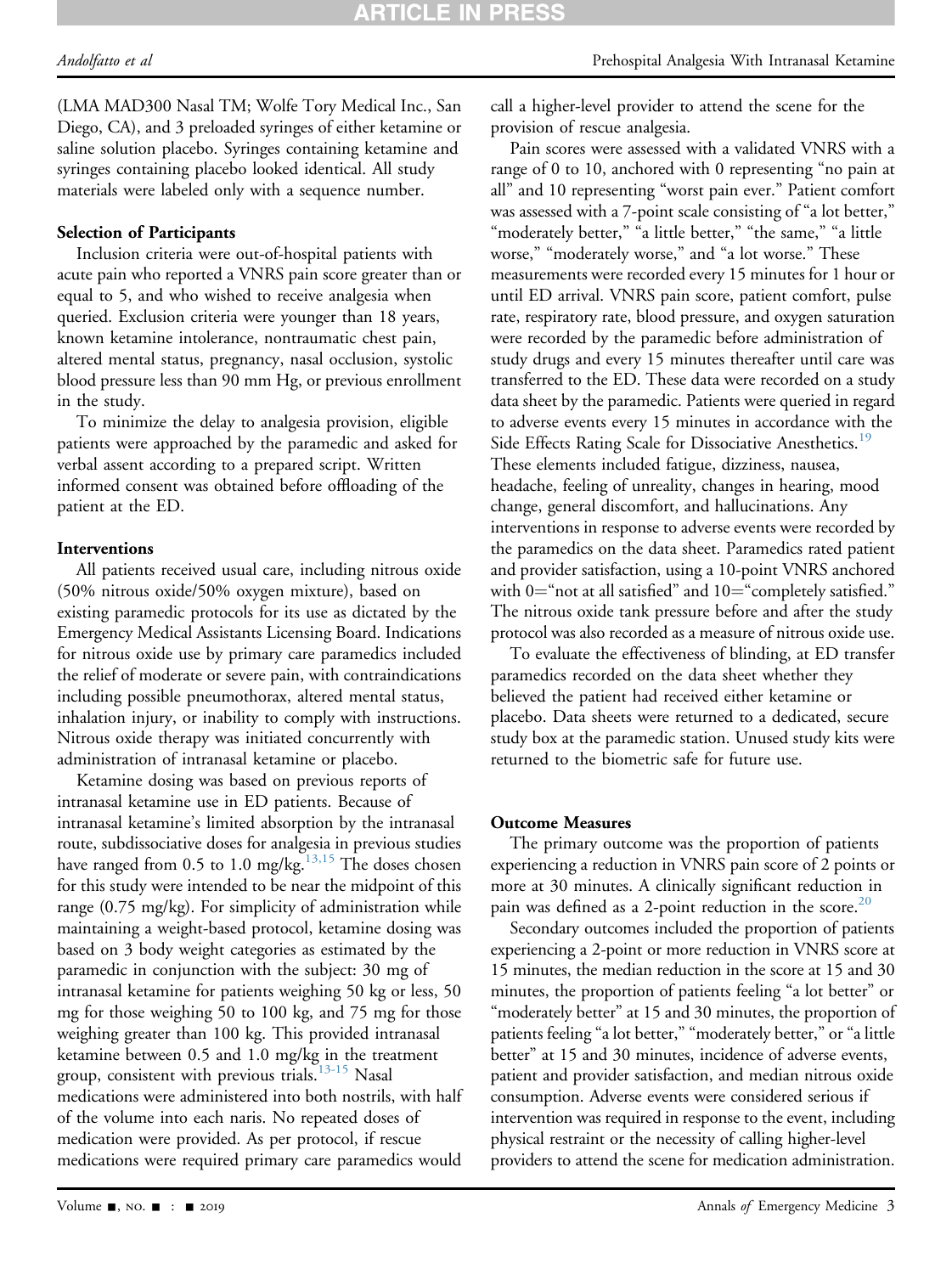(LMA MAD300 Nasal TM; Wolfe Tory Medical Inc., San Diego, CA), and 3 preloaded syringes of either ketamine or saline solution placebo. Syringes containing ketamine and syringes containing placebo looked identical. All study materials were labeled only with a sequence number.

**Selection of Participants**

Inclusion criteria were out-of-hospital patients with acute pain who reported a VNRS pain score greater than or equal to 5, and who wished to receive analgesia when queried. Exclusion criteria were younger than 18 years, known ketamine intolerance, nontraumatic chest pain, altered mental status, pregnancy, nasal occlusion, systolic blood pressure less than 90 mm Hg, or previous enrollment in the study.

To minimize the delay to analgesia provision, eligible patients were approached by the paramedic and asked for verbal assent according to a prepared script. Written informed consent was obtained before offloading of the patient at the ED.

**Interventions**

All patients received usual care, including nitrous oxide (50% nitrous oxide/50% oxygen mixture), based on existing paramedic protocols for its use as dictated by the Emergency Medical Assistants Licensing Board. Indications for nitrous oxide use by primary care paramedics included the relief of moderate or severe pain, with contraindications including possible pneumothorax, altered mental status, inhalation injury, or inability to comply with instructions. Nitrous oxide therapy was initiated concurrently with administration of intranasal ketamine or placebo.

Ketamine dosing was based on previous reports of intranasal ketamine use in ED patients. Because of intranasal ketamine's limited absorption by the intranasal route, subdissociative doses for analgesia in previous studies have ranged from 0.5 to 1.0 mg/kg.[13,15] The doses chosen for this study were intended to be near the midpoint of this range (0.75 mg/kg). For simplicity of administration while maintaining a weight-based protocol, ketamine dosing was based on 3 body weight categories as estimated by the paramedic in conjunction with the subject: 30 mg of intranasal ketamine for patients weighing 50 kg or less, 50 mg for those weighing 50 to 100 kg, and 75 mg for those weighing greater than 100 kg. This provided intranasal ketamine between 0.5 and 1.0 mg/kg in the treatment group, consistent with previous trials.[13-15] Nasal medications were administered into both nostrils, with half of the volume into each naris. No repeated doses of medication were provided. As per protocol, if rescue medications were required primary care paramedics would call a higher-level provider to attend the scene for the provision of rescue analgesia.

Pain scores were assessed with a validated VNRS with a range of 0 to 10, anchored with 0 representing "no pain at all" and 10 representing "worst pain ever." Patient comfort was assessed with a 7-point scale consisting of "a lot better," "moderately better," "a little better," "the same," "a little worse," "moderately worse," and "a lot worse." These measurements were recorded every 15 minutes for 1 hour or until ED arrival. VNRS pain score, patient comfort, pulse rate, respiratory rate, blood pressure, and oxygen saturation were recorded by the paramedic before administration of study drugs and every 15 minutes thereafter until care was transferred to the ED. These data were recorded on a study data sheet by the paramedic. Patients were queried in regard to adverse events every 15 minutes in accordance with the Side Effects Rating Scale for Dissociative Anesthetics.[19] These elements included fatigue, dizziness, nausea, headache, feeling of unreality, changes in hearing, mood change, general discomfort, and hallucinations. Any interventions in response to adverse events were recorded by the paramedics on the data sheet. Paramedics rated patient and provider satisfaction, using a 10-point VNRS anchored with 0="not at all satisfied" and 10="completely satisfied." The nitrous oxide tank pressure before and after the study protocol was also recorded as a measure of nitrous oxide use.

To evaluate the effectiveness of blinding, at ED transfer paramedics recorded on the data sheet whether they believed the patient had received either ketamine or placebo. Data sheets were returned to a dedicated, secure study box at the paramedic station. Unused study kits were returned to the biometric safe for future use.

**Outcome Measures**

The primary outcome was the proportion of patients experiencing a reduction in VNRS pain score of 2 points or more at 30 minutes. A clinically significant reduction in pain was defined as a 2-point reduction in the score.[20]

Secondary outcomes included the proportion of patients experiencing a 2-point or more reduction in VNRS score at 15 minutes, the median reduction in the score at 15 and 30 minutes, the proportion of patients feeling "a lot better" or "moderately better" at 15 and 30 minutes, the proportion of patients feeling "a lot better," "moderately better," or "a little better" at 15 and 30 minutes, incidence of adverse events, patient and provider satisfaction, and median nitrous oxide consumption. Adverse events were considered serious if intervention was required in response to the event, including physical restraint or the necessity of calling higher-level providers to attend the scene for medication administration.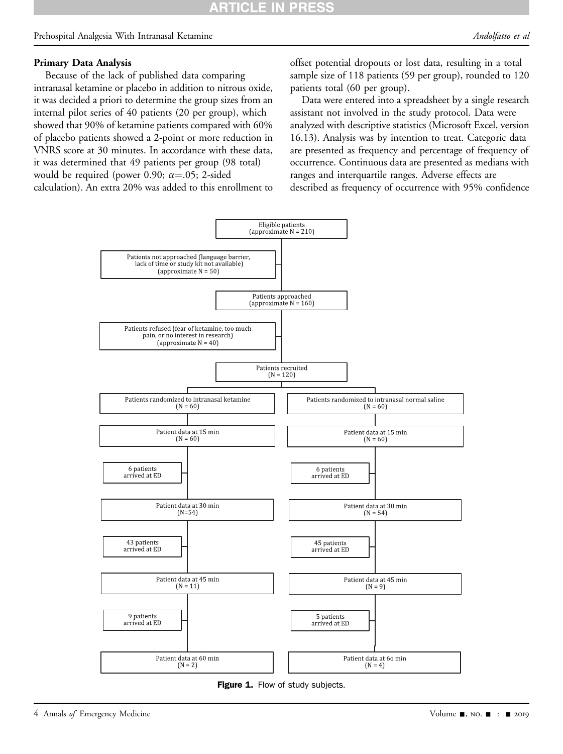### Primary Data Analysis

Because of the lack of published data comparing intranasal ketamine or placebo in addition to nitrous oxide, it was decided a priori to determine the group sizes from an internal pilot series of 40 patients (20 per group), which showed that 90% of ketamine patients compared with 60% of placebo patients showed a 2-point or more reduction in VNRS score at 30 minutes. In accordance with these data, it was determined that 49 patients per group (98 total) would be required (power 0.90; $\alpha$=.05; 2-sided calculation). An extra 20% was added to this enrollment to offset potential dropouts or lost data, resulting in a total sample size of 118 patients (59 per group), rounded to 120 patients total (60 per group).

Data were entered into a spreadsheet by a single research assistant not involved in the study protocol. Data were analyzed with descriptive statistics (Microsoft Excel, version 16.13). Analysis was by intention to treat. Categoric data are presented as frequency and percentage of frequency of occurrence. Continuous data are presented as medians with ranges and interquartile ranges. Adverse effects are described as frequency of occurrence with 95% confidence

Eligible patients (approximate N = 210)

Patients not approached (language barrier, lack of time or study kit not available) (approximate N = 50)

Patients approached (approximate N = 160)

Patients refused (fear of ketamine, too much pain, or no interest in research) (approximate N = 40)

Patients recruited (N = 120)

| Intranasal ketamine | Intranasal normal saline |
|---|---|
| Patients randomized to intranasal ketamine (N = 60) | Patients randomized to intranasal normal saline (N = 60) |
| Patient data at 15 min (N = 60) | Patient data at 15 min (N = 60) |
| 6 patients arrived at ED | 6 patients arrived at ED |
| Patient data at 30 min (N=54) | Patient data at 30 min (N = 54) |
| 43 patients arrived at ED | 45 patients arrived at ED |
| Patient data at 45 min (N = 11) | Patient data at 45 min (N = 9) |
| 9 patients arrived at ED | 5 patients arrived at ED |
| Patient data at 60 min (N = 2) | Patient data at 60 min (N = 4) |

**Figure 1.** Flow of study subjects.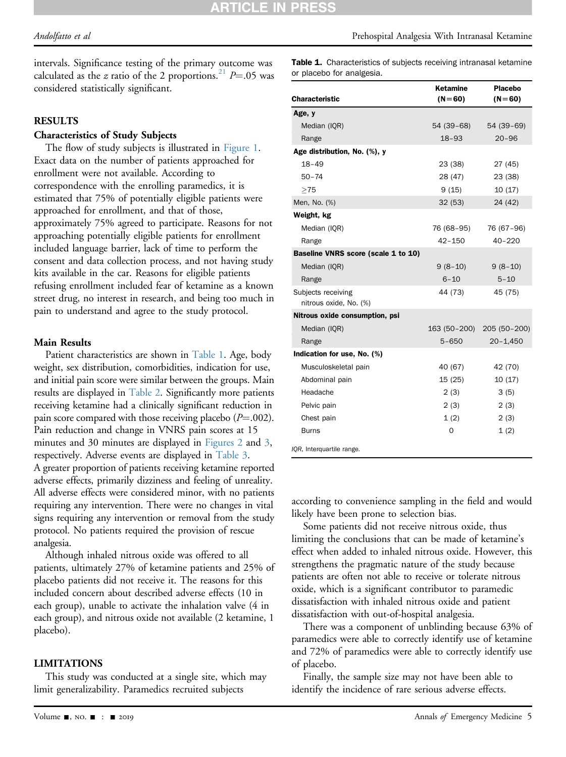intervals. Significance testing of the primary outcome was calculated as the z ratio of the 2 proportions.[21] P=.05 was considered statistically significant.

## RESULTS

### Characteristics of Study Subjects

The flow of study subjects is illustrated in Figure 1. Exact data on the number of patients approached for enrollment were not available. According to correspondence with the enrolling paramedics, it is estimated that 75% of potentially eligible patients were approached for enrollment, and that of those, approximately 75% agreed to participate. Reasons for not approaching potentially eligible patients for enrollment included language barrier, lack of time to perform the consent and data collection process, and not having study kits available in the car. Reasons for eligible patients refusing enrollment included fear of ketamine as a known street drug, no interest in research, and being too much in pain to understand and agree to the study protocol.

### Main Results

Patient characteristics are shown in Table 1. Age, body weight, sex distribution, comorbidities, indication for use, and initial pain score were similar between the groups. Main results are displayed in Table 2. Significantly more patients receiving ketamine had a clinically significant reduction in pain score compared with those receiving placebo (P=.002). Pain reduction and change in VNRS pain scores at 15 minutes and 30 minutes are displayed in Figures 2 and 3, respectively. Adverse events are displayed in Table 3. A greater proportion of patients receiving ketamine reported adverse effects, primarily dizziness and feeling of unreality. All adverse effects were considered minor, with no patients requiring any intervention. There were no changes in vital signs requiring any intervention or removal from the study protocol. No patients required the provision of rescue analgesia.

Although inhaled nitrous oxide was offered to all patients, ultimately 27% of ketamine patients and 25% of placebo patients did not receive it. The reasons for this included concern about described adverse effects (10 in each group), unable to activate the inhalation valve (4 in each group), and nitrous oxide not available (2 ketamine, 1 placebo).

**Table 1.** Characteristics of subjects receiving intranasal ketamine or placebo for analgesia.

| Characteristic | Ketamine (N=60) | Placebo (N=60) |
|---|---|---|
| **Age, y** | | |
| Median (IQR) | 54 (39–68) | 54 (39–69) |
| Range | 18–93 | 20–96 |
| **Age distribution, No. (%), y** | | |
| 18–49 | 23 (38) | 27 (45) |
| 50–74 | 28 (47) | 23 (38) |
| ≥75 | 9 (15) | 10 (17) |
| Men, No. (%) | 32 (53) | 24 (42) |
| **Weight, kg** | | |
| Median (IQR) | 76 (68–95) | 76 (67–96) |
| Range | 42–150 | 40–220 |
| **Baseline VNRS score (scale 1 to 10)** | | |
| Median (IQR) | 9 (8–10) | 9 (8–10) |
| Range | 6–10 | 5–10 |
| Subjects receiving nitrous oxide, No. (%) | 44 (73) | 45 (75) |
| **Nitrous oxide consumption, psi** | | |
| Median (IQR) | 163 (50–200) | 205 (50–200) |
| Range | 5–650 | 20–1,450 |
| **Indication for use, No. (%)** | | |
| Musculoskeletal pain | 40 (67) | 42 (70) |
| Abdominal pain | 15 (25) | 10 (17) |
| Headache | 2 (3) | 3 (5) |
| Pelvic pain | 2 (3) | 2 (3) |
| Chest pain | 1 (2) | 2 (3) |
| Burns | 0 | 1 (2) |

*IQR*, Interquartile range.

## LIMITATIONS

This study was conducted at a single site, which may limit generalizability. Paramedics recruited subjects according to convenience sampling in the field and would likely have been prone to selection bias.

Some patients did not receive nitrous oxide, thus limiting the conclusions that can be made of ketamine's effect when added to inhaled nitrous oxide. However, this strengthens the pragmatic nature of the study because patients are often not able to receive or tolerate nitrous oxide, which is a significant contributor to paramedic dissatisfaction with inhaled nitrous oxide and patient dissatisfaction with out-of-hospital analgesia.

There was a component of unblinding because 63% of paramedics were able to correctly identify use of ketamine and 72% of paramedics were able to correctly identify use of placebo.

Finally, the sample size may not have been able to identify the incidence of rare serious adverse effects.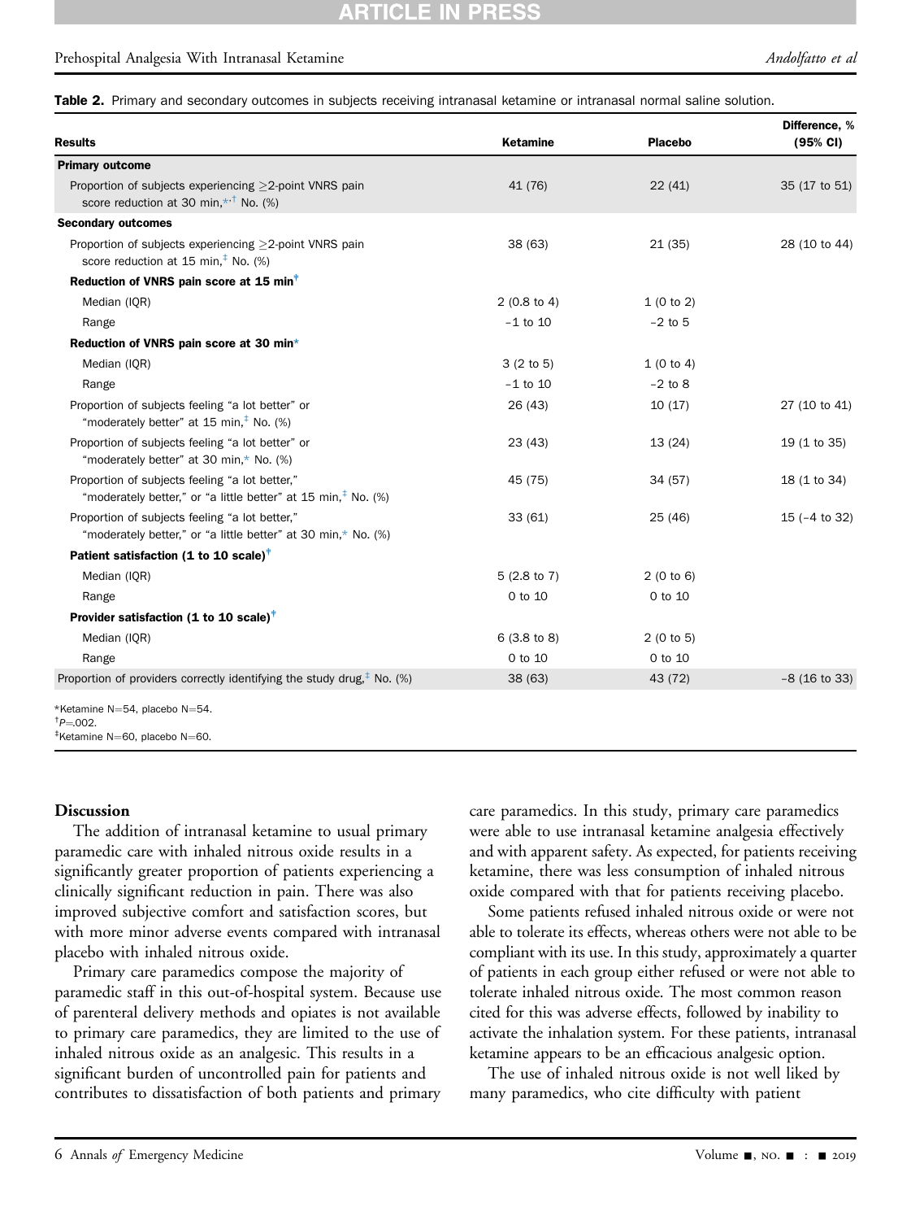**Table 2.** Primary and secondary outcomes in subjects receiving intranasal ketamine or intranasal normal saline solution.

| Results | Ketamine | Placebo | Difference, % (95% CI) |
|---|---|---|---|
| **Primary outcome** | | | |
| Proportion of subjects experiencing ≥2-point VNRS pain score reduction at 30 min,*,† No. (%) | 41 (76) | 22 (41) | 35 (17 to 51) |
| **Secondary outcomes** | | | |
| Proportion of subjects experiencing ≥2-point VNRS pain score reduction at 15 min,‡ No. (%) | 38 (63) | 21 (35) | 28 (10 to 44) |
| **Reduction of VNRS pain score at 15 min**† | | | |
| Median (IQR) | 2 (0.8 to 4) | 1 (0 to 2) | |
| Range | −1 to 10 | −2 to 5 | |
| **Reduction of VNRS pain score at 30 min*** | | | |
| Median (IQR) | 3 (2 to 5) | 1 (0 to 4) | |
| Range | −1 to 10 | −2 to 8 | |
| Proportion of subjects feeling "a lot better" or "moderately better" at 15 min,‡ No. (%) | 26 (43) | 10 (17) | 27 (10 to 41) |
| Proportion of subjects feeling "a lot better" or "moderately better" at 30 min,* No. (%) | 23 (43) | 13 (24) | 19 (1 to 35) |
| Proportion of subjects feeling "a lot better," "moderately better," or "a little better" at 15 min,‡ No. (%) | 45 (75) | 34 (57) | 18 (1 to 34) |
| Proportion of subjects feeling "a lot better," "moderately better," or "a little better" at 30 min,* No. (%) | 33 (61) | 25 (46) | 15 (−4 to 32) |
| **Patient satisfaction (1 to 10 scale)**† | | | |
| Median (IQR) | 5 (2.8 to 7) | 2 (0 to 6) | |
| Range | 0 to 10 | 0 to 10 | |
| **Provider satisfaction (1 to 10 scale)**† | | | |
| Median (IQR) | 6 (3.8 to 8) | 2 (0 to 5) | |
| Range | 0 to 10 | 0 to 10 | |
| Proportion of providers correctly identifying the study drug,‡ No. (%) | 38 (63) | 43 (72) | −8 (16 to 33) |

*Ketamine N=54, placebo N=54.
†$P$=.002.
‡Ketamine N=60, placebo N=60.

## Discussion

The addition of intranasal ketamine to usual primary paramedic care with inhaled nitrous oxide results in a significantly greater proportion of patients experiencing a clinically significant reduction in pain. There was also improved subjective comfort and satisfaction scores, but with more minor adverse events compared with intranasal placebo with inhaled nitrous oxide.

Primary care paramedics compose the majority of paramedic staff in this out-of-hospital system. Because use of parenteral delivery methods and opiates is not available to primary care paramedics, they are limited to the use of inhaled nitrous oxide as an analgesic. This results in a significant burden of uncontrolled pain for patients and contributes to dissatisfaction of both patients and primary care paramedics. In this study, primary care paramedics were able to use intranasal ketamine analgesia effectively and with apparent safety. As expected, for patients receiving ketamine, there was less consumption of inhaled nitrous oxide compared with that for patients receiving placebo.

Some patients refused inhaled nitrous oxide or were not able to tolerate its effects, whereas others were not able to be compliant with its use. In this study, approximately a quarter of patients in each group either refused or were not able to tolerate inhaled nitrous oxide. The most common reason cited for this was adverse effects, followed by inability to activate the inhalation system. For these patients, intranasal ketamine appears to be an efficacious analgesic option.

The use of inhaled nitrous oxide is not well liked by many paramedics, who cite difficulty with patient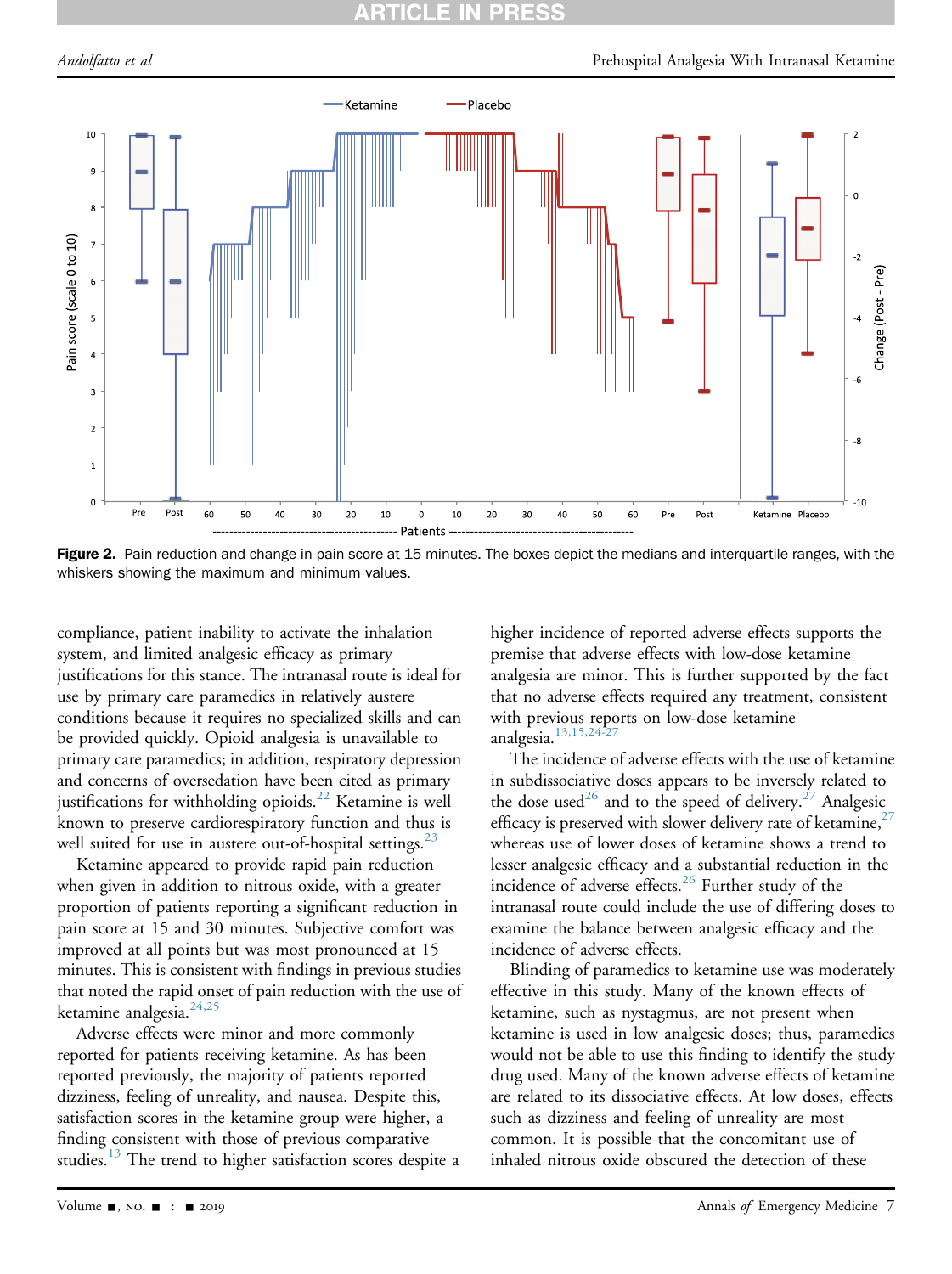Figure 2. Pain reduction and change in pain score at 15 minutes. The boxes depict the medians and interquartile ranges, with the whiskers showing the maximum and minimum values.

compliance, patient inability to activate the inhalation system, and limited analgesic efficacy as primary justifications for this stance. The intranasal route is ideal for use by primary care paramedics in relatively austere conditions because it requires no specialized skills and can be provided quickly. Opioid analgesia is unavailable to primary care paramedics; in addition, respiratory depression and concerns of oversedation have been cited as primary justifications for withholding opioids.[22] Ketamine is well known to preserve cardiorespiratory function and thus is well suited for use in austere out-of-hospital settings.[23]

Ketamine appeared to provide rapid pain reduction when given in addition to nitrous oxide, with a greater proportion of patients reporting a significant reduction in pain score at 15 and 30 minutes. Subjective comfort was improved at all points but was most pronounced at 15 minutes. This is consistent with findings in previous studies that noted the rapid onset of pain reduction with the use of ketamine analgesia.[24,25]

Adverse effects were minor and more commonly reported for patients receiving ketamine. As has been reported previously, the majority of patients reported dizziness, feeling of unreality, and nausea. Despite this, satisfaction scores in the ketamine group were higher, a finding consistent with those of previous comparative studies.[13] The trend to higher satisfaction scores despite a higher incidence of reported adverse effects supports the premise that adverse effects with low-dose ketamine analgesia are minor. This is further supported by the fact that no adverse effects required any treatment, consistent with previous reports on low-dose ketamine analgesia.[13,15,24-27]

The incidence of adverse effects with the use of ketamine in subdissociative doses appears to be inversely related to the dose used[26] and to the speed of delivery.[27] Analgesic efficacy is preserved with slower delivery rate of ketamine,[27] whereas use of lower doses of ketamine shows a trend to lesser analgesic efficacy and a substantial reduction in the incidence of adverse effects.[26] Further study of the intranasal route could include the use of differing doses to examine the balance between analgesic efficacy and the incidence of adverse effects.

Blinding of paramedics to ketamine use was moderately effective in this study. Many of the known effects of ketamine, such as nystagmus, are not present when ketamine is used in low analgesic doses; thus, paramedics would not be able to use this finding to identify the study drug used. Many of the known adverse effects of ketamine are related to its dissociative effects. At low doses, effects such as dizziness and feeling of unreality are most common. It is possible that the concomitant use of inhaled nitrous oxide obscured the detection of these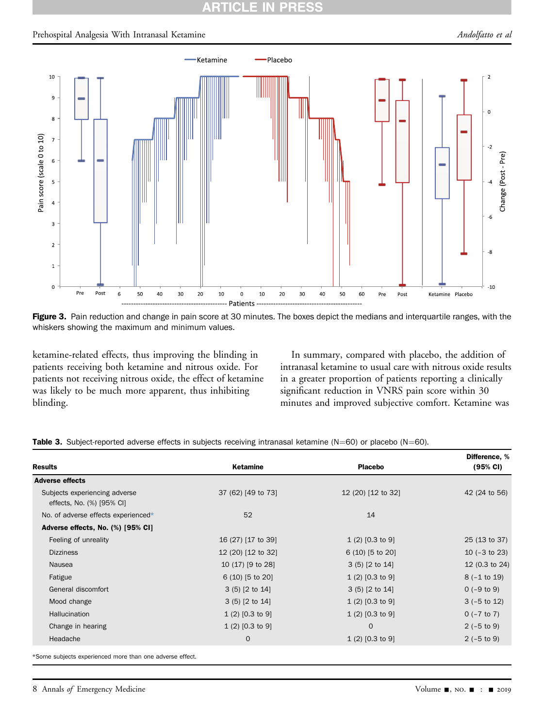**Figure 3.** Pain reduction and change in pain score at 30 minutes. The boxes depict the medians and interquartile ranges, with the whiskers showing the maximum and minimum values.

ketamine-related effects, thus improving the blinding in patients receiving both ketamine and nitrous oxide. For patients not receiving nitrous oxide, the effect of ketamine was likely to be much more apparent, thus inhibiting blinding.

In summary, compared with placebo, the addition of intranasal ketamine to usual care with nitrous oxide results in a greater proportion of patients reporting a clinically significant reduction in VNRS pain score within 30 minutes and improved subjective comfort. Ketamine was

**Table 3.** Subject-reported adverse effects in subjects receiving intranasal ketamine (N=60) or placebo (N=60).

| Results | Ketamine | Placebo | Difference, % (95% CI) |
|---|---|---|---|
| **Adverse effects** | | | |
| Subjects experiencing adverse effects, No. (%) [95% CI] | 37 (62) [49 to 73] | 12 (20) [12 to 32] | 42 (24 to 56) |
| No. of adverse effects experienced* | 52 | 14 | |
| **Adverse effects, No. (%) [95% CI]** | | | |
| Feeling of unreality | 16 (27) [17 to 39] | 1 (2) [0.3 to 9] | 25 (13 to 37) |
| Dizziness | 12 (20) [12 to 32] | 6 (10) [5 to 20] | 10 (−3 to 23) |
| Nausea | 10 (17) [9 to 28] | 3 (5) [2 to 14] | 12 (0.3 to 24) |
| Fatigue | 6 (10) [5 to 20] | 1 (2) [0.3 to 9] | 8 (−1 to 19) |
| General discomfort | 3 (5) [2 to 14] | 3 (5) [2 to 14] | 0 (−9 to 9) |
| Mood change | 3 (5) [2 to 14] | 1 (2) [0.3 to 9] | 3 (−5 to 12) |
| Hallucination | 1 (2) [0.3 to 9] | 1 (2) [0.3 to 9] | 0 (−7 to 7) |
| Change in hearing | 1 (2) [0.3 to 9] | 0 | 2 (−5 to 9) |
| Headache | 0 | 1 (2) [0.3 to 9] | 2 (−5 to 9) |

*Some subjects experienced more than one adverse effect.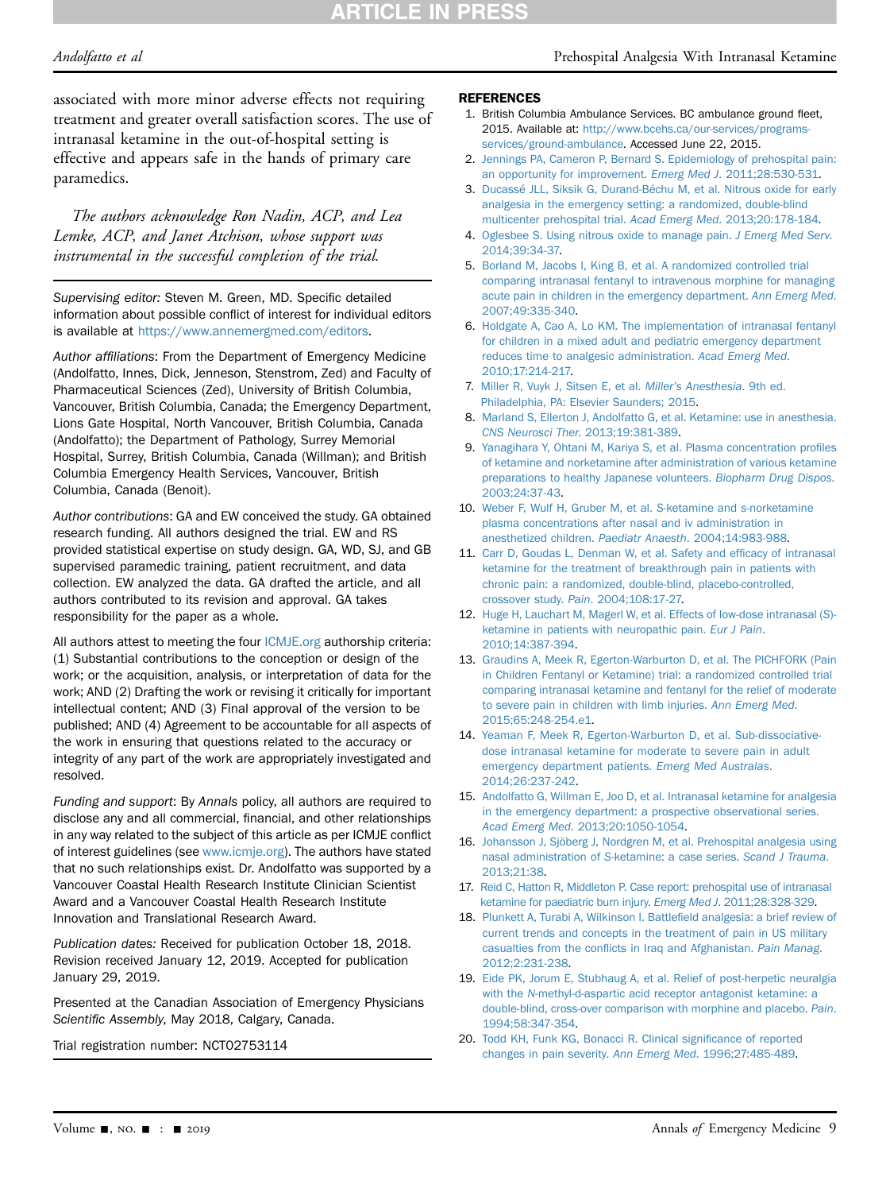associated with more minor adverse effects not requiring treatment and greater overall satisfaction scores. The use of intranasal ketamine in the out-of-hospital setting is effective and appears safe in the hands of primary care paramedics.

*The authors acknowledge Ron Nadin, ACP, and Lea Lemke, ACP, and Janet Atchison, whose support was instrumental in the successful completion of the trial.*

*Supervising editor:* Steven M. Green, MD. Specific detailed information about possible conflict of interest for individual editors is available at https://www.annemergmed.com/editors.

*Author affiliations*: From the Department of Emergency Medicine (Andolfatto, Innes, Dick, Jenneson, Stenstrom, Zed) and Faculty of Pharmaceutical Sciences (Zed), University of British Columbia, Vancouver, British Columbia, Canada; the Emergency Department, Lions Gate Hospital, North Vancouver, British Columbia, Canada (Andolfatto); the Department of Pathology, Surrey Memorial Hospital, Surrey, British Columbia, Canada (Willman); and British Columbia Emergency Health Services, Vancouver, British Columbia, Canada (Benoit).

*Author contributions*: GA and EW conceived the study. GA obtained research funding. All authors designed the trial. EW and RS provided statistical expertise on study design. GA, WD, SJ, and GB supervised paramedic training, patient recruitment, and data collection. EW analyzed the data. GA drafted the article, and all authors contributed to its revision and approval. GA takes responsibility for the paper as a whole.

All authors attest to meeting the four ICMJE.org authorship criteria: (1) Substantial contributions to the conception or design of the work; or the acquisition, analysis, or interpretation of data for the work; AND (2) Drafting the work or revising it critically for important intellectual content; AND (3) Final approval of the version to be published; AND (4) Agreement to be accountable for all aspects of the work in ensuring that questions related to the accuracy or integrity of any part of the work are appropriately investigated and resolved.

*Funding and support*: By *Annals* policy, all authors are required to disclose any and all commercial, financial, and other relationships in any way related to the subject of this article as per ICMJE conflict of interest guidelines (see www.icmje.org). The authors have stated that no such relationships exist. Dr. Andolfatto was supported by a Vancouver Coastal Health Research Institute Clinician Scientist Award and a Vancouver Coastal Health Research Institute Innovation and Translational Research Award.

*Publication dates:* Received for publication October 18, 2018. Revision received January 12, 2019. Accepted for publication January 29, 2019.

Presented at the Canadian Association of Emergency Physicians *Scientific Assembly*, May 2018, Calgary, Canada.

Trial registration number: NCT02753114

## REFERENCES

1. British Columbia Ambulance Services. BC ambulance ground fleet, 2015. Available at: http://www.bcehs.ca/our-services/programs-services/ground-ambulance. Accessed June 22, 2015.
2. Jennings PA, Cameron P, Bernard S. Epidemiology of prehospital pain: an opportunity for improvement. *Emerg Med J*. 2011;28:530-531.
3. Ducassé JLL, Siksik G, Durand-Béchu M, et al. Nitrous oxide for early analgesia in the emergency setting: a randomized, double-blind multicenter prehospital trial. *Acad Emerg Med*. 2013;20:178-184.
4. Oglesbee S. Using nitrous oxide to manage pain. *J Emerg Med Serv*. 2014;39:34-37.
5. Borland M, Jacobs I, King B, et al. A randomized controlled trial comparing intranasal fentanyl to intravenous morphine for managing acute pain in children in the emergency department. *Ann Emerg Med*. 2007;49:335-340.
6. Holdgate A, Cao A, Lo KM. The implementation of intranasal fentanyl for children in a mixed adult and pediatric emergency department reduces time to analgesic administration. *Acad Emerg Med*. 2010;17:214-217.
7. Miller R, Vuyk J, Sitsen E, et al. *Miller's Anesthesia*. 9th ed. Philadelphia, PA: Elsevier Saunders; 2015.
8. Marland S, Ellerton J, Andolfatto G, et al. Ketamine: use in anesthesia. *CNS Neurosci Ther*. 2013;19:381-389.
9. Yanagihara Y, Ohtani M, Kariya S, et al. Plasma concentration profiles of ketamine and norketamine after administration of various ketamine preparations to healthy Japanese volunteers. *Biopharm Drug Dispos*. 2003;24:37-43.
10. Weber F, Wulf H, Gruber M, et al. S-ketamine and s-norketamine plasma concentrations after nasal and iv administration in anesthetized children. *Paediatr Anaesth*. 2004;14:983-988.
11. Carr D, Goudas L, Denman W, et al. Safety and efficacy of intranasal ketamine for the treatment of breakthrough pain in patients with chronic pain: a randomized, double-blind, placebo-controlled, crossover study. *Pain*. 2004;108:17-27.
12. Huge H, Lauchart M, Magerl W, et al. Effects of low-dose intranasal (S)-ketamine in patients with neuropathic pain. *Eur J Pain*. 2010;14:387-394.
13. Graudins A, Meek R, Egerton-Warburton D, et al. The PICHFORK (Pain in Children Fentanyl or Ketamine) trial: a randomized controlled trial comparing intranasal ketamine and fentanyl for the relief of moderate to severe pain in children with limb injuries. *Ann Emerg Med*. 2015;65:248-254.e1.
14. Yeaman F, Meek R, Egerton-Warburton D, et al. Sub-dissociative-dose intranasal ketamine for moderate to severe pain in adult emergency department patients. *Emerg Med Australas*. 2014;26:237-242.
15. Andolfatto G, Willman E, Joo D, et al. Intranasal ketamine for analgesia in the emergency department: a prospective observational series. *Acad Emerg Med*. 2013;20:1050-1054.
16. Johansson J, Sjöberg J, Nordgren M, et al. Prehospital analgesia using nasal administration of S-ketamine: a case series. *Scand J Trauma*. 2013;21:38.
17. Reid C, Hatton R, Middleton P. Case report: prehospital use of intranasal ketamine for paediatric burn injury. *Emerg Med J*. 2011;28:328-329.
18. Plunkett A, Turabi A, Wilkinson I. Battlefield analgesia: a brief review of current trends and concepts in the treatment of pain in US military casualties from the conflicts in Iraq and Afghanistan. *Pain Manag*. 2012;2:231-238.
19. Eide PK, Jorum E, Stubhaug A, et al. Relief of post-herpetic neuralgia with the *N*-methyl-d-aspartic acid receptor antagonist ketamine: a double-blind, cross-over comparison with morphine and placebo. *Pain*. 1994;58:347-354.
20. Todd KH, Funk KG, Bonacci R. Clinical significance of reported changes in pain severity. *Ann Emerg Med*. 1996;27:485-489.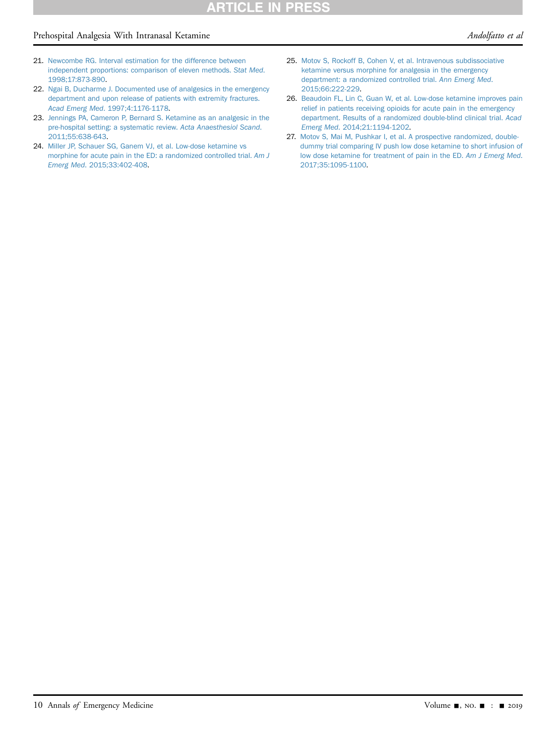21. Newcombe RG. Interval estimation for the difference between independent proportions: comparison of eleven methods. *Stat Med*. 1998;17:873-890.
22. Ngai B, Ducharme J. Documented use of analgesics in the emergency department and upon release of patients with extremity fractures. *Acad Emerg Med*. 1997;4:1176-1178.
23. Jennings PA, Cameron P, Bernard S. Ketamine as an analgesic in the pre-hospital setting: a systematic review. *Acta Anaesthesiol Scand*. 2011;55:638-643.
24. Miller JP, Schauer SG, Ganem VJ, et al. Low-dose ketamine vs morphine for acute pain in the ED: a randomized controlled trial. *Am J Emerg Med*. 2015;33:402-408.
25. Motov S, Rockoff B, Cohen V, et al. Intravenous subdissociative ketamine versus morphine for analgesia in the emergency department: a randomized controlled trial. *Ann Emerg Med*. 2015;66:222-229.
26. Beaudoin FL, Lin C, Guan W, et al. Low-dose ketamine improves pain relief in patients receiving opioids for acute pain in the emergency department. Results of a randomized double-blind clinical trial. *Acad Emerg Med*. 2014;21:1194-1202.
27. Motov S, Mai M, Pushkar I, et al. A prospective randomized, double-dummy trial comparing IV push low dose ketamine to short infusion of low dose ketamine for treatment of pain in the ED. *Am J Emerg Med*. 2017;35:1095-1100.